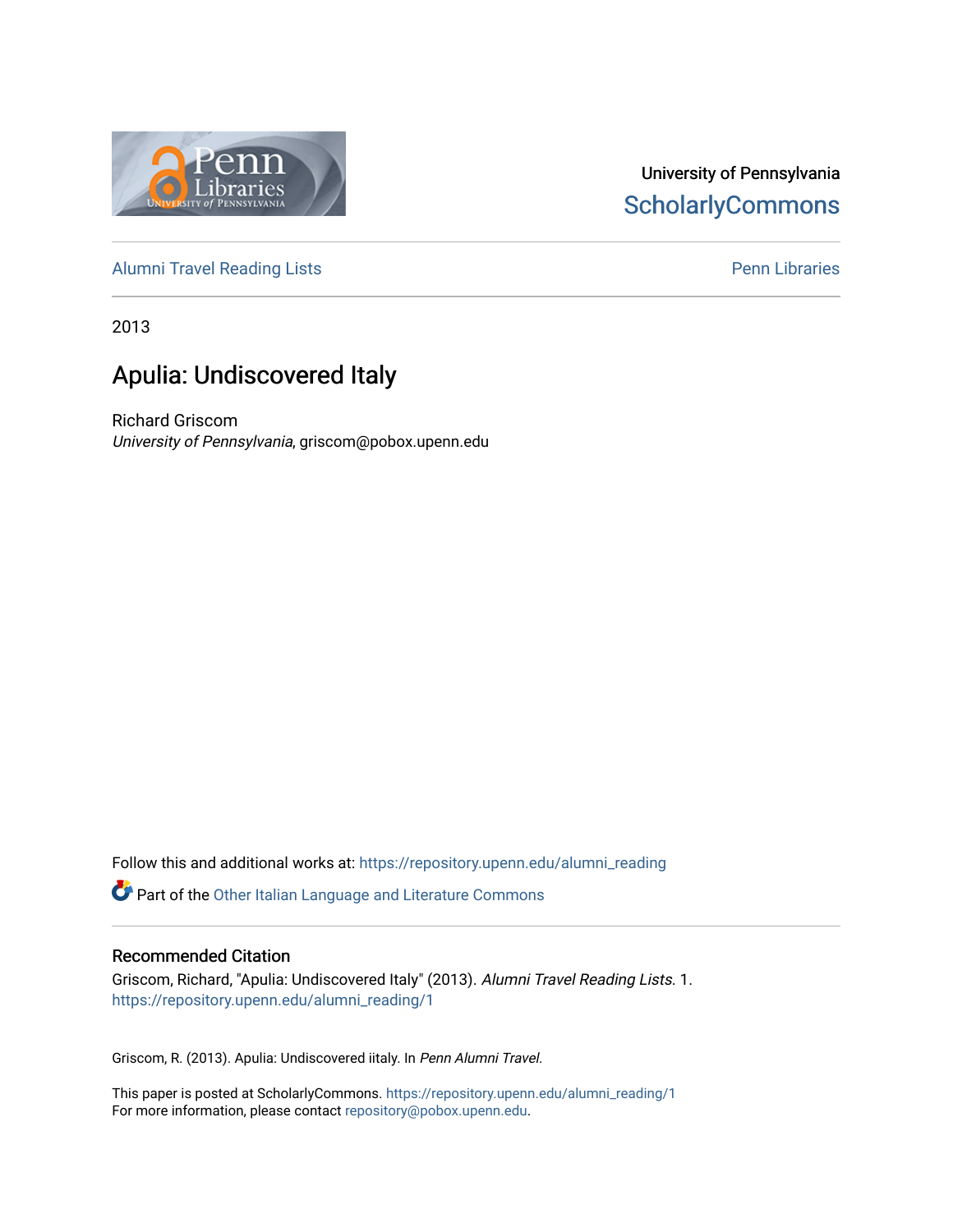University of Pennsylvania
ScholarlyCommons

Alumni Travel Reading Lists

Penn Libraries

2013

# Apulia: Undiscovered Italy

Richard Griscom
*University of Pennsylvania*, griscom@pobox.upenn.edu

Follow this and additional works at: https://repository.upenn.edu/alumni_reading

Part of the Other Italian Language and Literature Commons

## Recommended Citation

Griscom, Richard, "Apulia: Undiscovered Italy" (2013). *Alumni Travel Reading Lists*. 1.
https://repository.upenn.edu/alumni_reading/1

Griscom, R. (2013). Apulia: Undiscovered iitaly. In *Penn Alumni Travel.*

This paper is posted at ScholarlyCommons. https://repository.upenn.edu/alumni_reading/1
For more information, please contact repository@pobox.upenn.edu.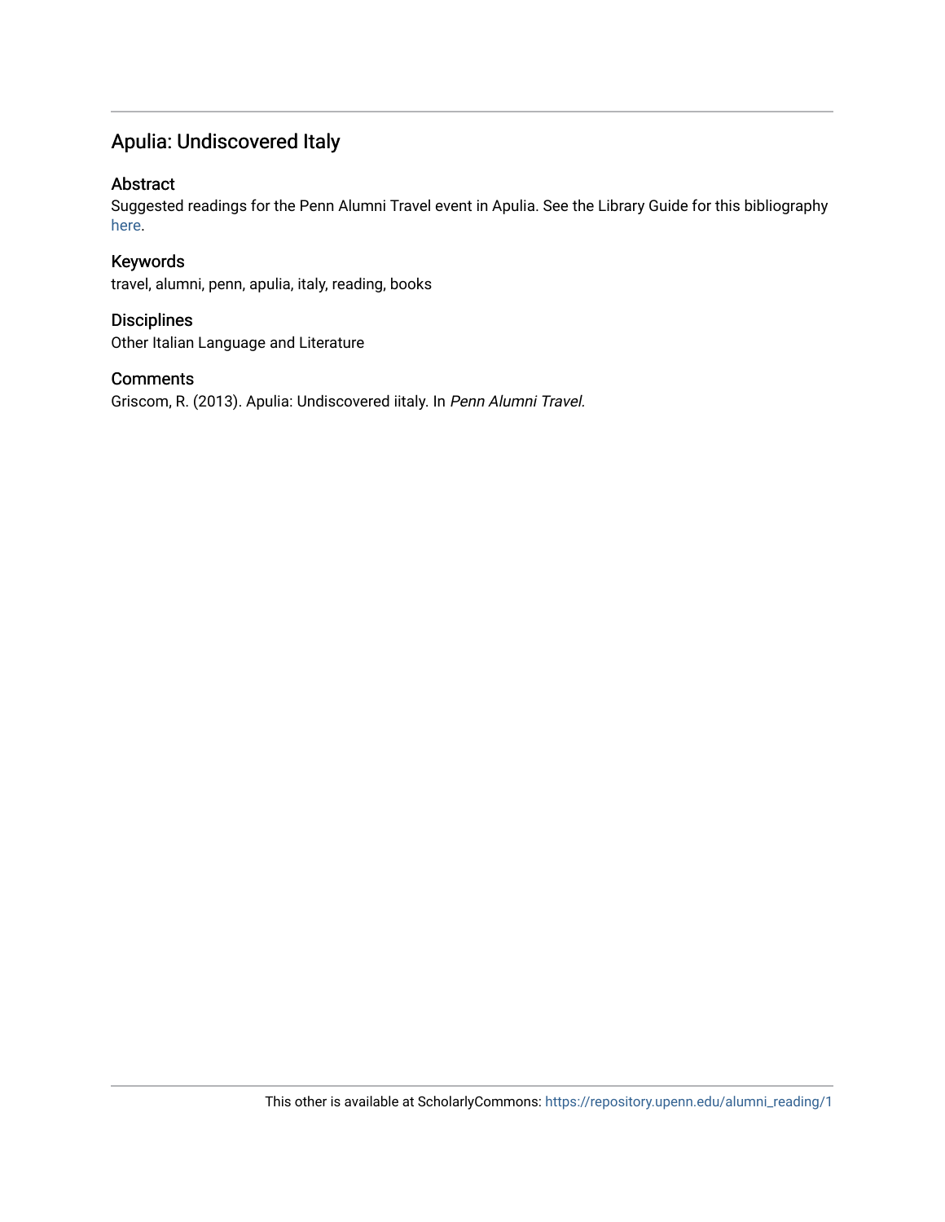## Apulia: Undiscovered Italy

### Abstract

Suggested readings for the Penn Alumni Travel event in Apulia. See the Library Guide for this bibliography here.

### Keywords

travel, alumni, penn, apulia, italy, reading, books

### Disciplines

Other Italian Language and Literature

### Comments

Griscom, R. (2013). Apulia: Undiscovered iitaly. In *Penn Alumni Travel.*

This other is available at ScholarlyCommons: https://repository.upenn.edu/alumni_reading/1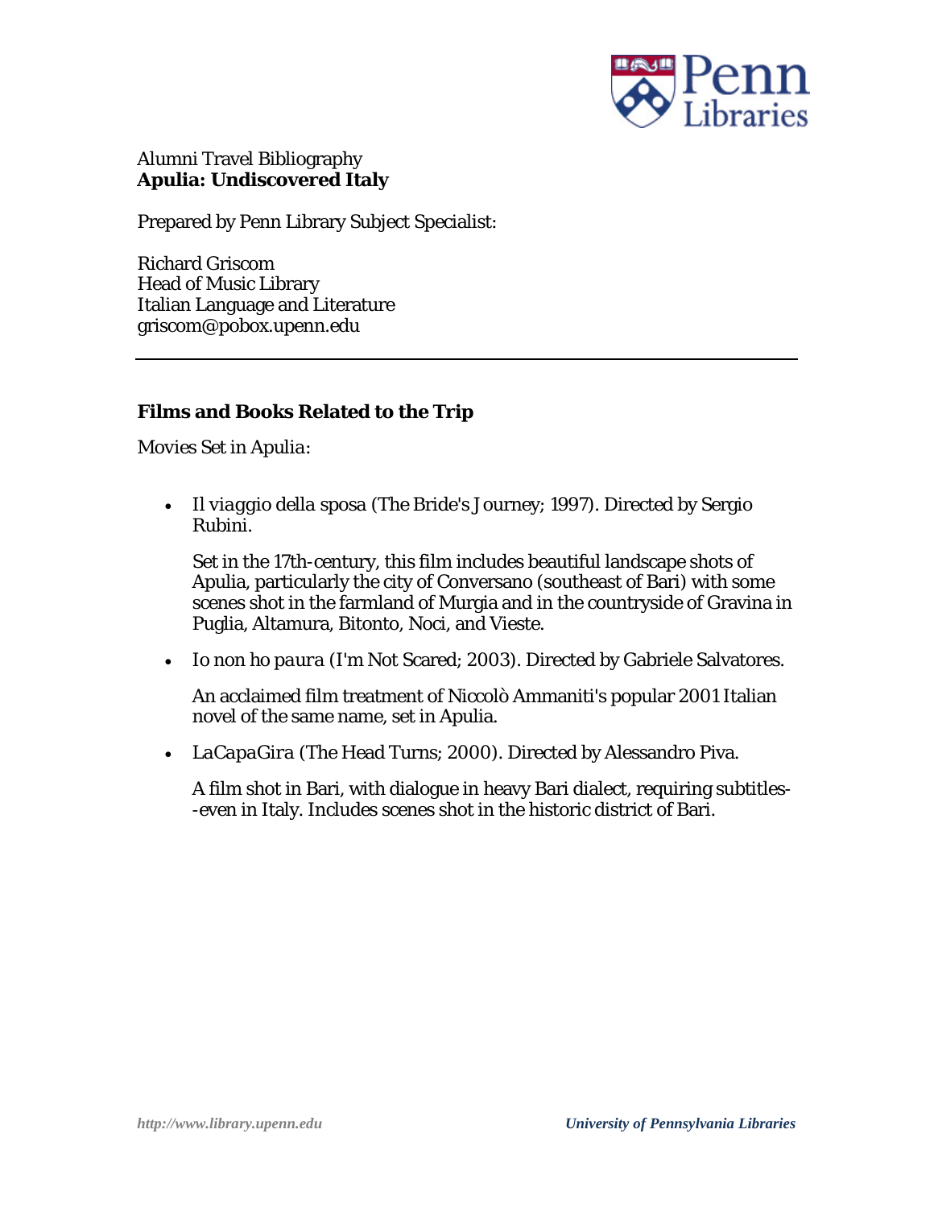Alumni Travel Bibliography
**Apulia: Undiscovered Italy**

Prepared by Penn Library Subject Specialist:

Richard Griscom
Head of Music Library
Italian Language and Literature
griscom@pobox.upenn.edu

---

## Films and Books Related to the Trip

Movies Set in Apulia:

- *Il viaggio della sposa* (The Bride's Journey; 1997). Directed by Sergio Rubini.

  Set in the 17th-century, this film includes beautiful landscape shots of Apulia, particularly the city of Conversano (southeast of Bari) with some scenes shot in the farmland of Murgia and in the countryside of Gravina in Puglia, Altamura, Bitonto, Noci, and Vieste.

- *Io non ho paura* (I'm Not Scared; 2003). Directed by Gabriele Salvatores.

  An acclaimed film treatment of Niccolò Ammaniti's popular 2001 Italian novel of the same name, set in Apulia.

- *LaCapaGira* (The Head Turns; 2000). Directed by Alessandro Piva.

  A film shot in Bari, with dialogue in heavy Bari dialect, requiring subtitles--even in Italy. Includes scenes shot in the historic district of Bari.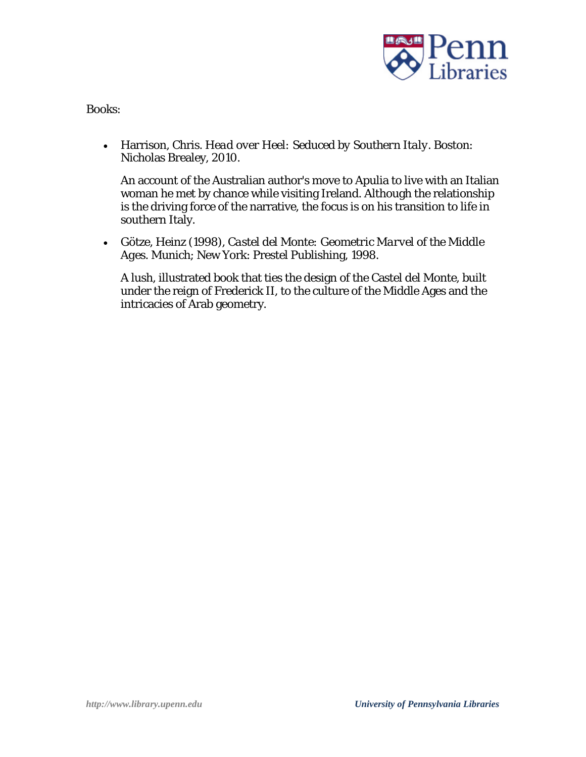Books:

- Harrison, Chris. *Head over Heel: Seduced by Southern Italy*. Boston: Nicholas Brealey, 2010.

  An account of the Australian author's move to Apulia to live with an Italian woman he met by chance while visiting Ireland. Although the relationship is the driving force of the narrative, the focus is on his transition to life in southern Italy.

- Götze, Heinz (1998), *Castel del Monte: Geometric Marvel of the Middle Ages*. Munich; New York: Prestel Publishing, 1998.

  A lush, illustrated book that ties the design of the Castel del Monte, built under the reign of Frederick II, to the culture of the Middle Ages and the intricacies of Arab geometry.